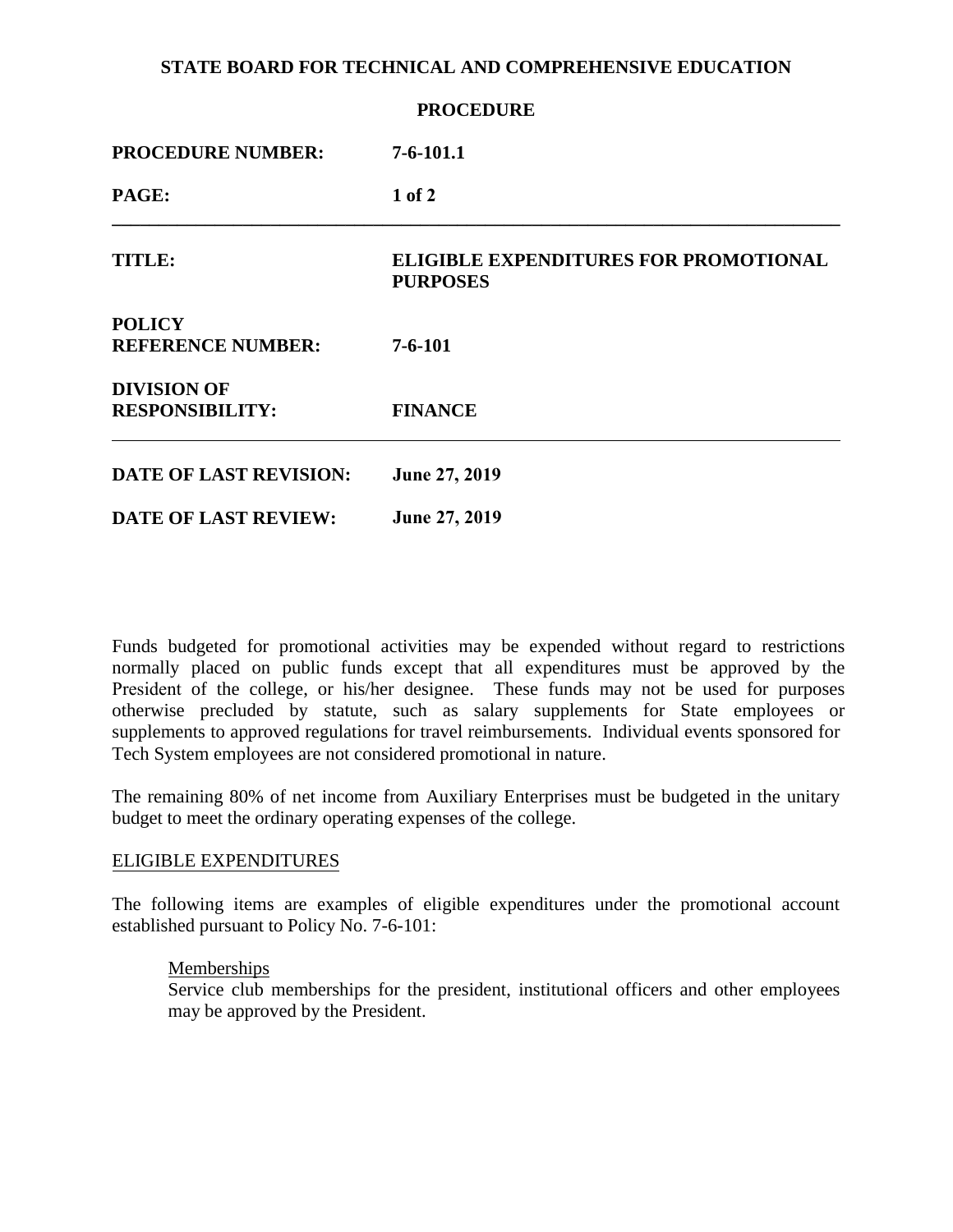**STATE BOARD FOR TECHNICAL AND COMPREHENSIVE EDUCATION**

**PROCEDURE**

| | |
|---|---|
| **PROCEDURE NUMBER:** | **7-6-101.1** |
| **TITLE:** | **ELIGIBLE EXPENDITURES FOR PROMOTIONAL PURPOSES** |
| **POLICY REFERENCE NUMBER:** | **7-6-101** |
| **DIVISION OF RESPONSIBILITY:** | **FINANCE** |
| **DATE OF LAST REVISION:** | **June 27, 2019** |
| **DATE OF LAST REVIEW:** | **June 27, 2019** |

Funds budgeted for promotional activities may be expended without regard to restrictions normally placed on public funds except that all expenditures must be approved by the President of the college, or his/her designee. These funds may not be used for purposes otherwise precluded by statute, such as salary supplements for State employees or supplements to approved regulations for travel reimbursements. Individual events sponsored for Tech System employees are not considered promotional in nature.

The remaining 80% of net income from Auxiliary Enterprises must be budgeted in the unitary budget to meet the ordinary operating expenses of the college.

## ELIGIBLE EXPENDITURES

The following items are examples of eligible expenditures under the promotional account established pursuant to Policy No. 7-6-101:

### Memberships

Service club memberships for the president, institutional officers and other employees may be approved by the President.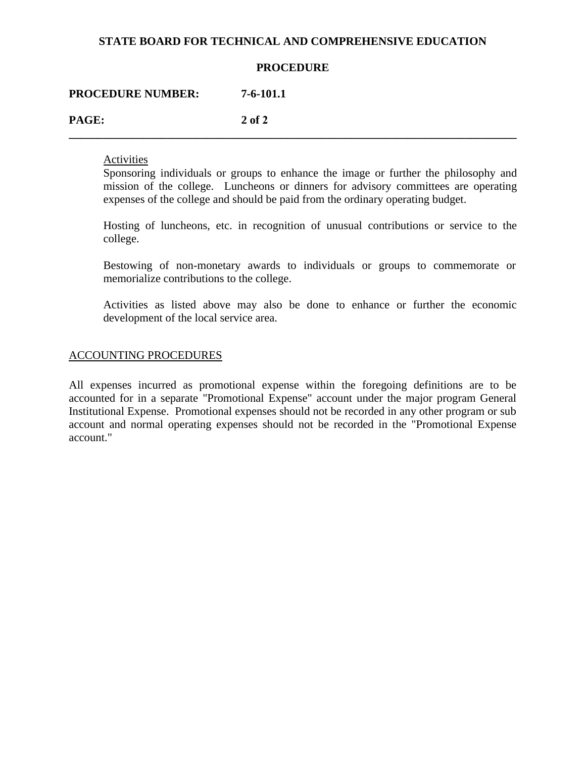Activities

Sponsoring individuals or groups to enhance the image or further the philosophy and mission of the college. Luncheons or dinners for advisory committees are operating expenses of the college and should be paid from the ordinary operating budget.

Hosting of luncheons, etc. in recognition of unusual contributions or service to the college.

Bestowing of non-monetary awards to individuals or groups to commemorate or memorialize contributions to the college.

Activities as listed above may also be done to enhance or further the economic development of the local service area.

## ACCOUNTING PROCEDURES

All expenses incurred as promotional expense within the foregoing definitions are to be accounted for in a separate "Promotional Expense" account under the major program General Institutional Expense. Promotional expenses should not be recorded in any other program or sub account and normal operating expenses should not be recorded in the "Promotional Expense account."